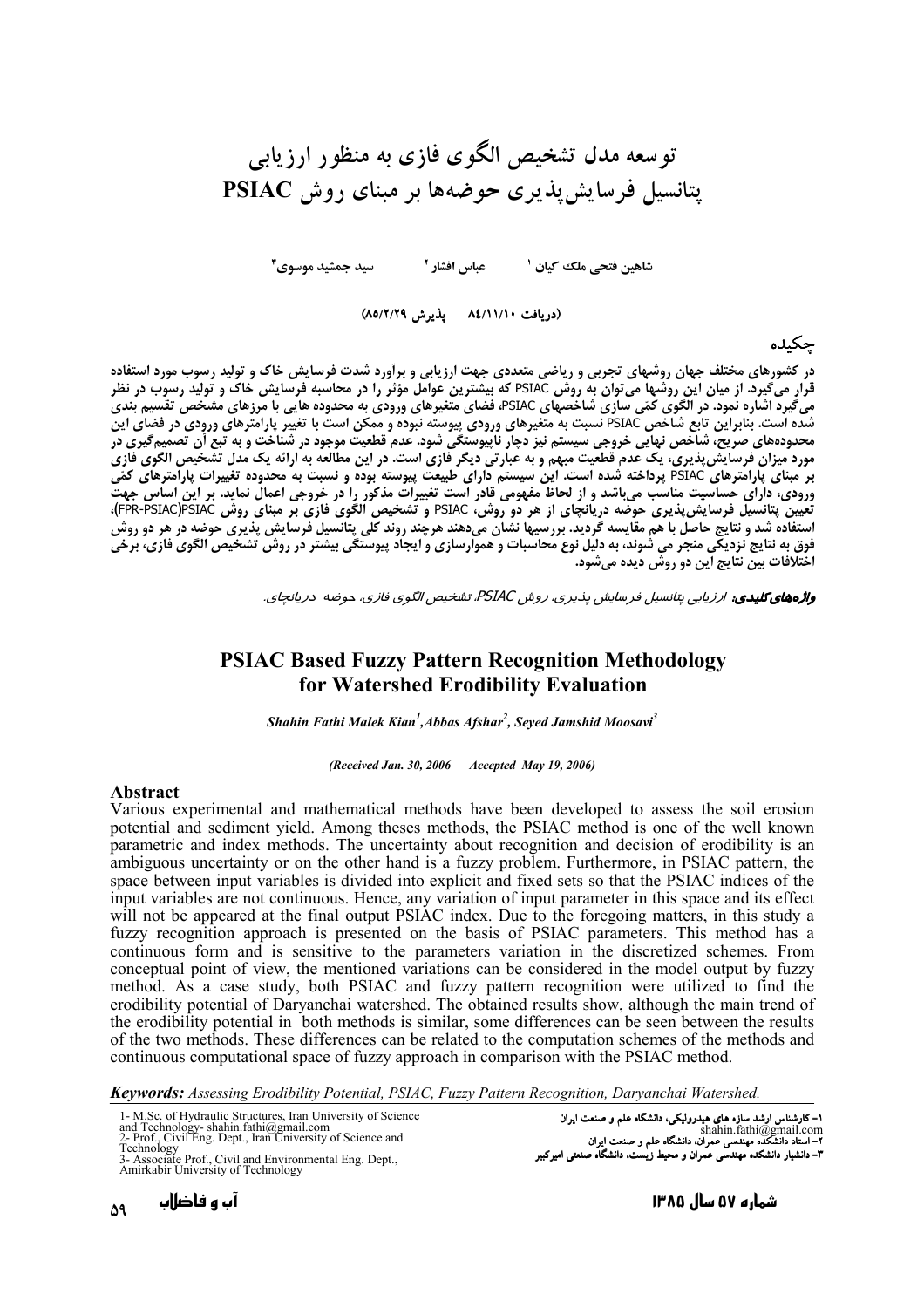# توسعه مدل تشخیص الگوی فازی به منظور ارزیابی پتانسیل فرسایش‌پذیری حوضه‌ها بر مبنای روش PSIAC

شاهین فتحی ملک کیان [1]     عباس افشار [2]     سید جمشید موسوی [3]

(دریافت ۸۴/۱۱/۱۰     پذیرش ۸۵/۲/۲۹)

## چکیده

در کشورهای مختلف جهان روشهای تجربی و ریاضی متعددی جهت ارزیابی و برآورد شدت فرسایش خاک و تولید رسوب مورد استفاده قرار می‌گیرد. از میان این روشها می‌توان به روش PSIAC که بیشترین عوامل مؤثر را در محاسبه فرسایش خاک و تولید رسوب در نظر می‌گیرد اشاره نمود. در الگوی کمی سازی شاخصهای PSIAC، فضای متغیرهای ورودی به محدوده هایی با مرزهای مشخص تقسیم بندی شده است. بنابراین تابع شاخص PSIAC نسبت به متغیرهای ورودی پیوسته نبوده و ممکن است با تغییر پارامترهای ورودی در فضای این محدوده‌های صریح، شاخص نهایی خروجی سیستم نیز دچار ناپیوستگی شود. عدم قطعیت موجود در شناخت و به تبع آن تصمیم‌گیری در مورد میزان فرسایش‌پذیری، یک عدم قطعیت مبهم و به عبارتی دیگر فازی است. در این مطالعه به ارائه یک مدل تشخیص الگوی فازی بر مبنای پارامترهای PSIAC پرداخته شده است. این سیستم دارای طبیعت پیوسته بوده و نسبت به محدوده تغییرات پارامترهای کمّی ورودی، دارای حساسیت مناسب می‌باشد و از لحاظ مفهومی قادر است تغییرات مذکور را در خروجی اعمال نماید. بر این اساس جهت تعیین پتانسیل فرسایش‌پذیری حوضه دریانچای از هر دو روش، PSIAC و تشخیص الگوی فازی بر مبنای روش PSIAC(FPR-PSIAC)، استفاده شد و نتایج حاصل با هم مقایسه گردید. بررسیها نشان می‌دهند هرچند روند کلی پتانسیل فرسایش پذیری حوضه در هر دو روش فوق به نتایج نزدیکی منجر می شوند، به دلیل نوع محاسبات و هموارسازی و ایجاد پیوستگی بیشتر در روش تشخیص الگوی فازی، برخی اختلافات بین نتایج این دو روش دیده می‌شود.

***واژه‌های کلیدی:*** *ارزیابی پتانسیل فرسایش پذیری، روش PSIAC، تشخیص الگوی فازی، حوضه دریانچای.*

# PSIAC Based Fuzzy Pattern Recognition Methodology for Watershed Erodibility Evaluation

***Shahin Fathi Malek Kian[1], Abbas Afshar[2], Seyed Jamshid Moosavi[3]***

*(Received Jan. 30, 2006     Accepted May 19, 2006)*

## Abstract

Various experimental and mathematical methods have been developed to assess the soil erosion potential and sediment yield. Among theses methods, the PSIAC method is one of the well known parametric and index methods. The uncertainty about recognition and decision of erodibility is an ambiguous uncertainty or on the other hand is a fuzzy problem. Furthermore, in PSIAC pattern, the space between input variables is divided into explicit and fixed sets so that the PSIAC indices of the input variables are not continuous. Hence, any variation of input parameter in this space and its effect will not be appeared at the final output PSIAC index. Due to the foregoing matters, in this study a fuzzy recognition approach is presented on the basis of PSIAC parameters. This method has a continuous form and is sensitive to the parameters variation in the discretized schemes. From conceptual point of view, the mentioned variations can be considered in the model output by fuzzy method. As a case study, both PSIAC and fuzzy pattern recognition were utilized to find the erodibility potential of Daryanchai watershed. The obtained results show, although the main trend of the erodibility potential in both methods is similar, some differences can be seen between the results of the two methods. These differences can be related to the computation schemes of the methods and continuous computational space of fuzzy approach in comparison with the PSIAC method.

***Keywords:*** *Assessing Erodibility Potential, PSIAC, Fuzzy Pattern Recognition, Daryanchai Watershed.*

---

1- M.Sc. of Hydraulic Structures, Iran University of Science and Technology- shahin.fathi@gmail.com
2- Prof., Civil Eng. Dept., Iran University of Science and Technology
3- Associate Prof., Civil and Environmental Eng. Dept., Amirkabir University of Technology

۱- کارشناس ارشد سازه های هیدرولیکی، دانشگاه علم و صنعت ایران shahin.fathi@gmail.com
۲- استاد دانشکده مهندسی عمران، دانشگاه علم و صنعت ایران
۳- دانشیار دانشکده مهندسی عمران و محیط زیست، دانشگاه صنعتی امیرکبیر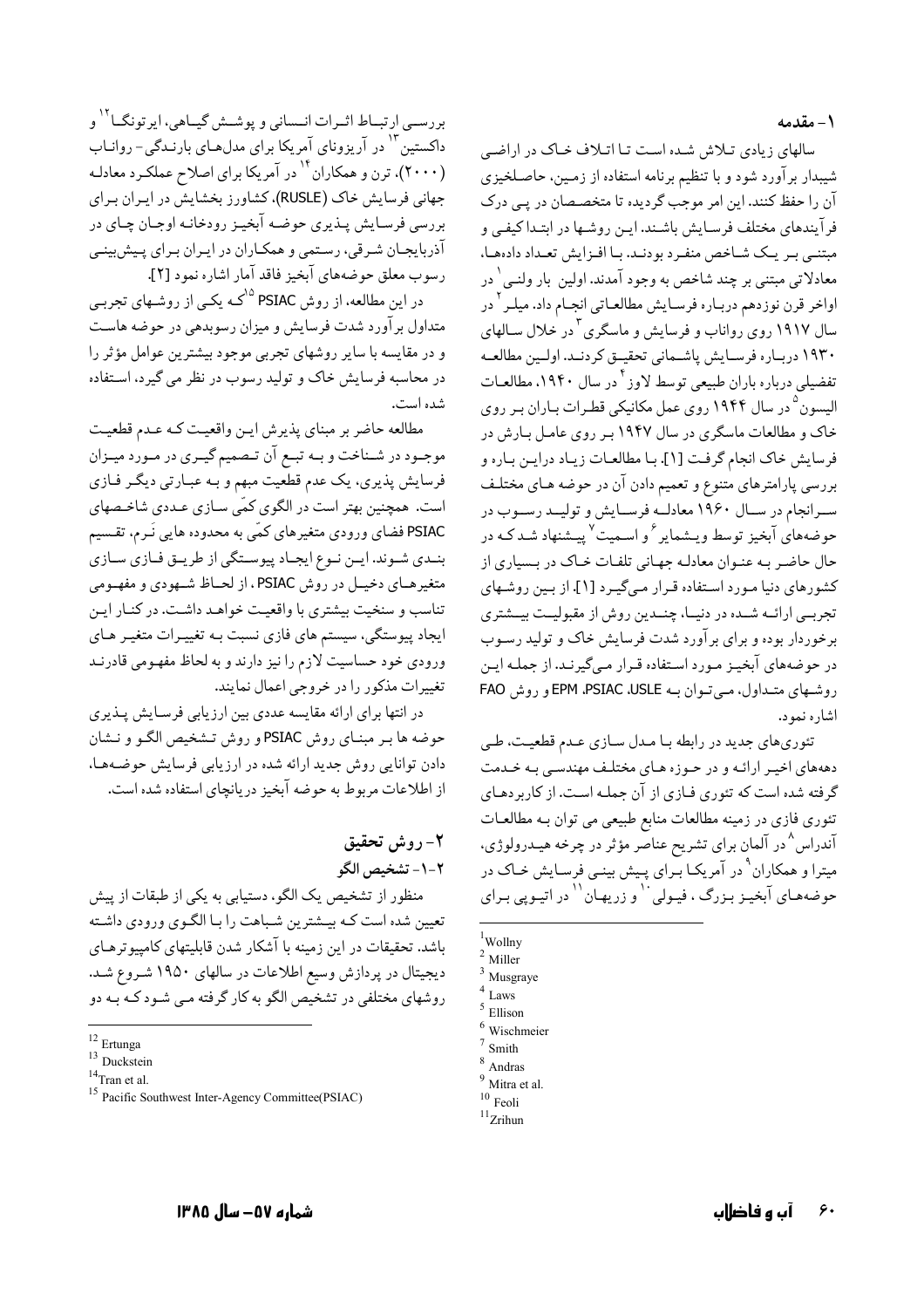## ۱- مقدمه

سالهای زیادی تلاش شده است تا اتلاف خاک در اراضی شیبدار برآورد شود و با تنظیم برنامه استفاده از زمین، حاصلخیزی آن را حفظ کنند. این امر موجب گردیده تا متخصصان در پی درک فرآیندهای مختلف فرسایش باشند. این روشها در ابتدا کیفی و مبتنی بر یک شاخص منفرد بودند. با افزایش تعداد دادهها، معادلاتی مبتنی بر چند شاخص به وجود آمدند. اولین بار ولنی[1] در اواخر قرن نوزدهم درباره فرسایش مطالعاتی انجام داد. میلر[2] در سال ۱۹۱۷ روی رواناب و فرسایش و ماسگری[3] در خلال سالهای ۱۹۳۰ درباره فرسایش پاشمانی تحقیق کردند. اولین مطالعه تفضیلی درباره باران طبیعی توسط لاوز[4] در سال ۱۹۴۰، مطالعات الیسون[5] در سال ۱۹۴۴ روی عمل مکانیکی قطرات باران بر روی خاک و مطالعات ماسگری در سال ۱۹۴۷ بر روی عامل بارش در فرسایش خاک انجام گرفت [۱]. با مطالعات زیاد دراین باره و بررسی پارامترهای متنوع و تعمیم دادن آن در حوضه های مختلف سرانجام در سال ۱۹۶۰ معادله فرسایش و تولید رسوب در حوضههای آبخیز توسط ویشمایر[6] و اسمیت[7] پیشنهاد شد که در حال حاضر به عنوان معادله جهانی تلفات خاک در بسیاری از کشورهای دنیا مورد استفاده قرار میگیرد [۱]. از بین روشهای تجربی ارائه شده در دنیا، چندین روش از مقبولیت بیشتری برخوردار بوده و برای برآورد شدت فرسایش خاک و تولید رسوب در حوضههای آبخیز مورد استفاده قرار میگیرند. از جمله این روشهای متداول، میتوان به USLE، PSIAC، EPM و روش FAO اشاره نمود.

تئوریهای جدید در رابطه با مدل سازی عدم قطعیت، طی دهههای اخیر ارائه و در حوزه های مختلف مهندسی به خدمت گرفته شده است که تئوری فازی از آن جمله است. از کاربردهای تئوری فازی در زمینه مطالعات منابع طبیعی می توان به مطالعات آندراس[8] در آلمان برای تشریح عناصر مؤثر در چرخه هیدرولوژی، میترا و همکاران[9] در آمریکا برای پیش بینی فرسایش خاک در حوضههای آبخیز بزرگ، فیولی[10] و زریهان[11] در اتیوپی برای بررسی ارتباط اثرات انسانی و پوشش گیاهی، ایرتونگا[12] و داکستین[13] در آریزونای آمریکا برای مدلهای بارندگی- رواناب (۲۰۰۰)، ترن و همکاران[14] در آمریکا برای اصلاح عملکرد معادله جهانی فرسایش خاک (RUSLE)، کشاورز بخشایش در ایران برای بررسی فرسایش پذیری حوضه آبخیز رودخانه اوجان چای در آذربایجان شرقی، رستمی و همکاران در ایران برای پیشبینی رسوب معلق حوضههای آبخیز فاقد آمار اشاره نمود [۲].

در این مطالعه، از روش PSIAC[15] که یکی از روشهای تجربی متداول برآورد شدت فرسایش و میزان رسوبدهی در حوضه هاست و در مقایسه با سایر روشهای تجربی موجود بیشترین عوامل مؤثر را در محاسبه فرسایش خاک و تولید رسوب در نظر می گیرد، استفاده شده است.

مطالعه حاضر بر مبنای پذیرش این واقعیت که عدم قطعیت موجود در شناخت و به تبع آن تصمیم گیری در مورد میزان فرسایش پذیری، یک عدم قطعیت مبهم و به عبارتی دیگر فازی است. همچنین بهتر است در الگوی کمّی سازی عددی شاخصهای PSIAC فضای ورودی متغیرهای کمّی به محدوده هایی نَرم، تقسیم بندی شوند. این نوع ایجاد پیوستگی از طریق فازی سازی متغیرهای دخیل در روش PSIAC، از لحاظ شهودی و مفهومی تناسب و سنخیت بیشتری با واقعیت خواهد داشت. در کنار این ایجاد پیوستگی، سیستم های فازی نسبت به تغییرات متغیر های ورودی خود حساسیت لازم را نیز دارند و به لحاظ مفهومی قادرند تغییرات مذکور را در خروجی اعمال نمایند.

در انتها برای ارائه مقایسه عددی بین ارزیابی فرسایش پذیری حوضه ها بر مبنای روش PSIAC و روش تشخیص الگو و نشان دادن توانایی روش جدید ارائه شده در ارزیابی فرسایش حوضهها، از اطلاعات مربوط به حوضه آبخیز دریانچای استفاده شده است.

## ۲- روش تحقیق

### ۲-۱- تشخیص الگو

منظور از تشخیص یک الگو، دستیابی به یکی از طبقات از پیش تعیین شده است که بیشترین شباهت را با الگوی ورودی داشته باشد. تحقیقات در این زمینه با آشکار شدن قابلیتهای کامپیوترهای دیجیتال در پردازش وسیع اطلاعات در سالهای ۱۹۵۰ شروع شد. روشهای مختلفی در تشخیص الگو به کار گرفته می شود که به دو

---

[1] Wollny
[2] Miller
[3] Musgraye
[4] Laws
[5] Ellison
[6] Wischmeier
[7] Smith
[8] Andras
[9] Mitra et al.
[10] Feoli
[11] Zrihun
[12] Ertunga
[13] Duckstein
[14] Tran et al.
[15] Pacific Southwest Inter-Agency Committee(PSIAC)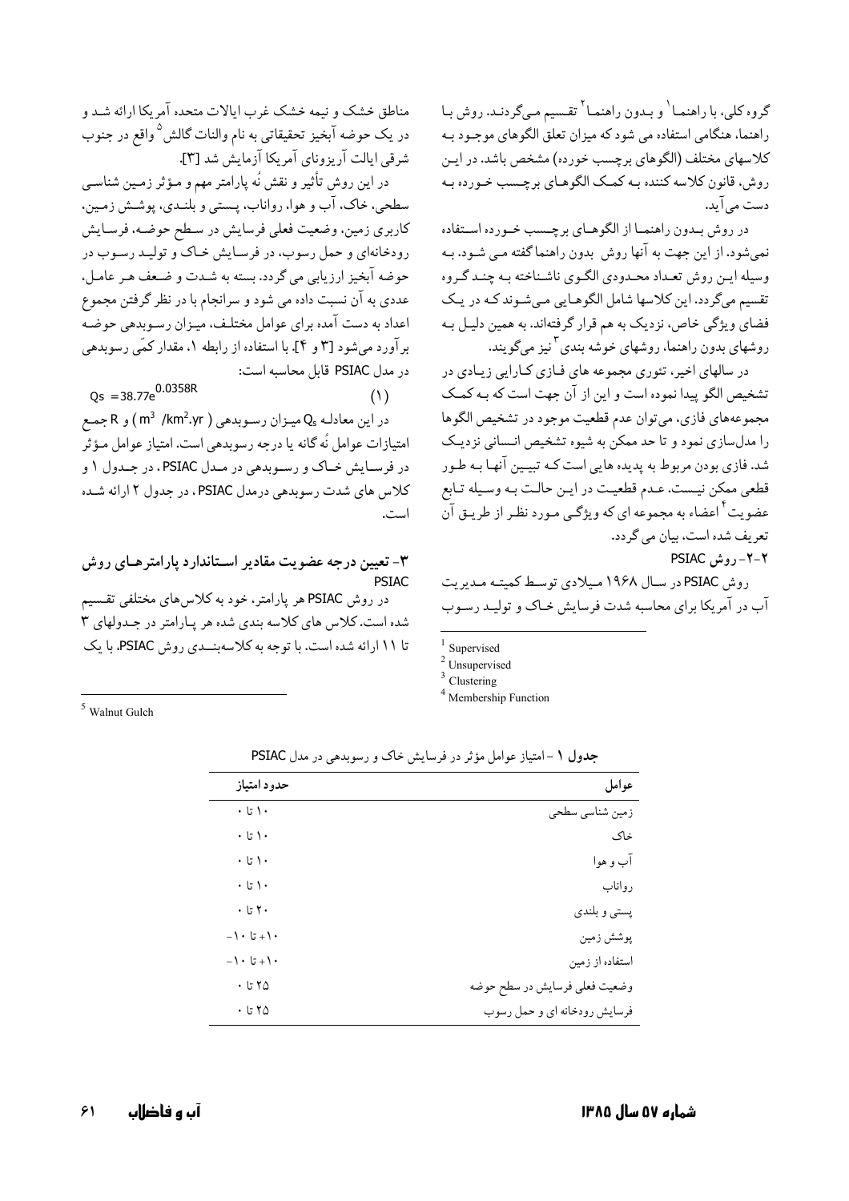گروه کلی، با راهنما[1] و بدون راهنما[2] تقسیم می‌گردند. روش با راهنما، هنگامی استفاده می شود که میزان تعلق الگوهای موجود به کلاسهای مختلف (الگوهای برچسب خورده) مشخص باشد. در این روش، قانون کلاسه کننده به کمک الگوهای برچسب خورده به دست می‌آید.

در روش بدون راهنما از الگوهای برچسب خورده استفاده نمی‌شود. از این جهت به آنها روش بدون راهنما گفته می شود. به وسیله این روش تعداد محدودی الگوی ناشناخته به چند گروه تقسیم می‌گردد. این کلاسها شامل الگوهایی می‌شوند که در یک فضای ویژگی خاص، نزدیک به هم قرار گرفته‌اند. به همین دلیل به روشهای بدون راهنما، روشهای خوشه بندی[3] نیز می‌گویند.

در سالهای اخیر، تئوری مجموعه های فازی کارایی زیادی در تشخیص الگو پیدا نموده است و این از آن جهت است که به کمک مجموعه‌های فازی، می‌توان عدم قطعیت موجود در تشخیص الگوها را مدل‌سازی نمود و تا حد ممکن به شیوه تشخیص انسانی نزدیک شد. فازی بودن مربوط به پدیده هایی است که تبیین آنها به طور قطعی ممکن نیست. عدم قطعیت در این حالت به وسیله تابع عضویت[4] اعضاء به مجموعه ای که ویژگی مورد نظر از طریق آن تعریف شده است، بیان می گردد.

### ۲-۲- روش PSIAC

روش PSIAC در سال ۱۹۶۸ میلادی توسط کمیته مدیریت آب در آمریکا برای محاسبه شدت فرسایش خاک و تولید رسوب مناطق خشک و نیمه خشک غرب ایالات متحده آمریکا ارائه شد و در یک حوضه آبخیز تحقیقاتی به نام والنات گالش[5] واقع در جنوب شرقی ایالت آریزونای آمریکا آزمایش شد [۳].

در این روش تأثیر و نقش نُه پارامتر مهم و مؤثر زمین شناسی سطحی، خاک، آب و هوا، رواناب، پستی و بلندی، پوشش زمین، کاربری زمین، وضعیت فعلی فرسایش در سطح حوضه، فرسایش رودخانه‌ای و حمل رسوب، در فرسایش خاک و تولید رسوب در حوضه آبخیز ارزیابی می گردد. بسته به شدت و ضعف هر عامل، عددی به آن نسبت داده می شود و سرانجام با در نظر گرفتن مجموع اعداد به دست آمده برای عوامل مختلف، میزان رسوبدهی حوضه برآورد می‌شود [۳ و ۴]. با استفاده از رابطه ۱، مقدار کمّی رسوبدهی در مدل PSIAC قابل محاسبه است:

$$Qs = 38.77e^{0.0358R} \qquad (1)$$

در این معادله $Q_s$ میزان رسوبدهی ( $m^3$ /$km^2$.yr ) و R جمع امتیازات عوامل نُه گانه یا درجه رسوبدهی است. امتیاز عوامل مؤثر در فرسایش خاک و رسوبدهی در مدل PSIAC، در جدول ۱ و کلاس های شدت رسوبدهی درمدل PSIAC، در جدول ۲ ارائه شده است.

## ۳- تعیین درجه عضویت مقادیر استاندارد پارامترهای روش PSIAC

در روش PSIAC هر پارامتر، خود به کلاس‌های مختلفی تقسیم شده است. کلاس های کلاسه بندی شده هر پارامتر در جدولهای ۳ تا ۱۱ ارائه شده است. با توجه به کلاسه‌بندی روش PSIAC، با یک

[1] Supervised
[2] Unsupervised
[3] Clustering
[4] Membership Function
[5] Walnut Gulch

**جدول ۱** - امتیاز عوامل مؤثر در فرسایش خاک و رسوبدهی در مدل PSIAC

| عوامل | حدود امتیاز |
|---|---|
| زمین شناسی سطحی | ۰ تا ۱۰ |
| خاک | ۰ تا ۱۰ |
| آب و هوا | ۰ تا ۱۰ |
| رواناب | ۰ تا ۱۰ |
| پستی و بلندی | ۰ تا ۲۰ |
| پوشش زمین | ۱۰- تا ۱۰+ |
| استفاده از زمین | ۱۰- تا ۱۰+ |
| وضعیت فعلی فرسایش در سطح حوضه | ۰ تا ۲۵ |
| فرسایش رودخانه ای و حمل رسوب | ۰ تا ۲۵ |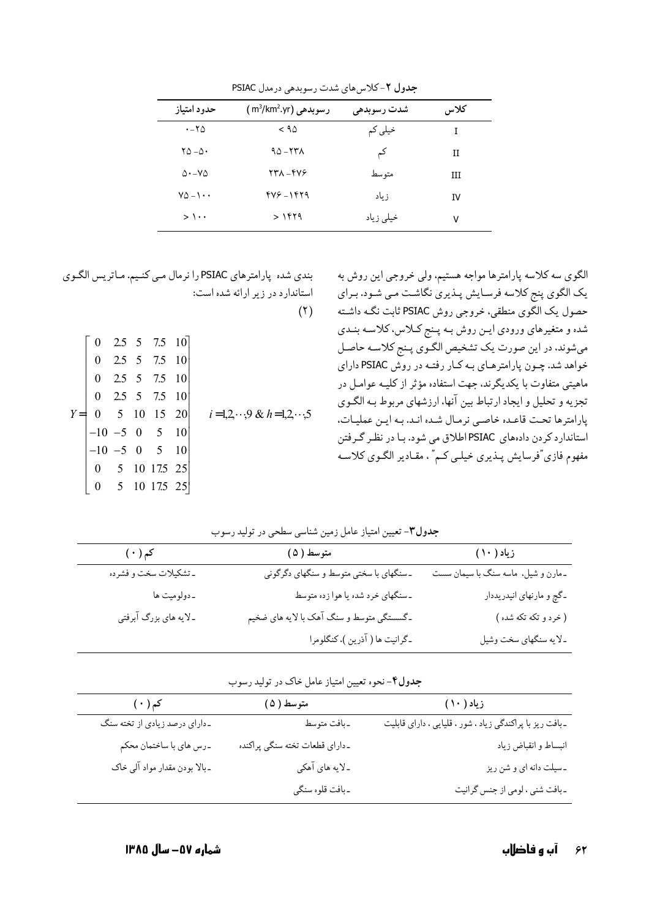**جدول ۲**- کلاس‌های شدت رسوبدهی درمدل PSIAC

| کلاس | شدت رسوبدهی | رسوبدهی ($m^3/km^2.yr$) | حدود امتیاز |
|---|---|---|---|
| I | خیلی کم | < ۹۵ | ۰-۲۵ |
| II | کم | ۹۵-۲۳۸ | ۲۵-۵۰ |
| III | متوسط | ۲۳۸-۴۷۶ | ۵۰-۷۵ |
| IV | زیاد | ۴۷۶-۱۴۲۹ | ۷۵-۱۰۰ |
| V | خیلی زیاد | > ۱۴۲۹ | > ۱۰۰ |

الگوی سه کلاسه پارامترها مواجه هستیم، ولی خروجی این روش به یک الگوی پنج کلاسه فرسایش پذیری نگاشت می شود. برای حصول یک الگوی منطقی، خروجی روش PSIAC ثابت نگه داشته شده و متغیرهای ورودی این روش به پنج کلاس، کلاسه بندی می‌شوند، در این صورت یک تشخیص الگوی پنج کلاسه حاصل خواهد شد. چون پارامترهای به کار رفته در روش PSIAC دارای ماهیتی متفاوت با یکدیگرند، جهت استفاده مؤثر از کلیه عوامل در تجزیه و تحلیل و ایجاد ارتباط بین آنها، ارزشهای مربوط به الگوی پارامترها تحت قاعده خاصی نرمال شده اند. به این عملیات، استاندارد کردن داده‌های PSIAC اطلاق می شود. با در نظر گرفتن مفهوم فازی"فرسایش پذیری خیلی کم" ، مقادیر الگوی کلاسه بندی شده پارامترهای PSIAC را نرمال می کنیم. ماتریس الگوی استاندارد در زیر ارائه شده است:

$$Y = \begin{bmatrix} 0 & 2.5 & 5 & 7.5 & 10 \\ 0 & 2.5 & 5 & 7.5 & 10 \\ 0 & 2.5 & 5 & 7.5 & 10 \\ 0 & 2.5 & 5 & 7.5 & 10 \\ 0 & 5 & 10 & 15 & 20 \\ -10 & -5 & 0 & 5 & 10 \\ -10 & -5 & 0 & 5 & 10 \\ 0 & 5 & 10 & 17.5 & 25 \\ 0 & 5 & 10 & 17.5 & 25 \end{bmatrix} \quad i = 1,2,\cdots,9 \;\&\; h = 1,2,\cdots,5 \qquad (2)$$

**جدول۳**- تعیین امتیاز عامل زمین شناسی سطحی در تولید رسوب

| زیاد (۱۰) | متوسط (۵) | کم (۰) |
|---|---|---|
| ـ مارن و شیل، ماسه سنگ با سیمان سست | ـ سنگهای با سختی متوسط و سنگهای دگرگونی | ـ تشکیلات سخت و فشرده |
| ـ گچ و مارنهای انیدریددار | ـ سنگهای خرد شده یا هوا زده متوسط | ـ دولومیت ها |
| ( خرد و تکه تکه شده ) | ـ گسستگی متوسط و سنگ آهک با لایه های ضخیم | ـ لایه های بزرگ آبرفتی |
| ـ لایه سنگهای سخت وشیل | ـ گرانیت ها ( آذرین )، کنگلومرا | |

**جدول۴**- نحوه تعیین امتیاز عامل خاک در تولید رسوب

| زیاد (۱۰) | متوسط (۵) | کم (۰) |
|---|---|---|
| ـ بافت ریز با پراکندگی زیاد ، شور ، قلیایی ، دارای قابلیت | ـ بافت متوسط | ـ دارای درصد زیادی از تخته سنگ |
| انبساط و انقباض زیاد | ـ دارای قطعات تخته سنگی پراکنده | ـ رس های با ساختمان محکم |
| ـ سیلت دانه ای و شن ریز | ـ لایه های آهکی | ـ بالا بودن مقدار مواد آلی خاک |
| ـ بافت شنی ، لومی از جنس گرانیت | ـ بافت قلوه سنگی | |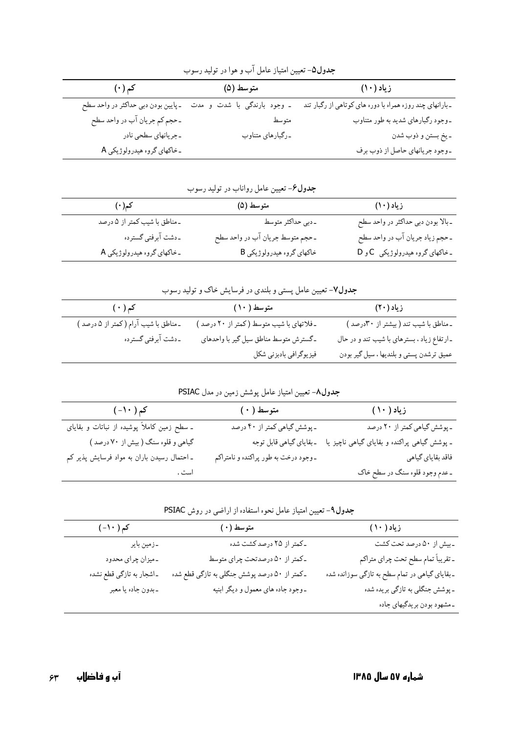**جدول۵**- تعیین امتیاز عامل آب و هوا در تولید رسوب

| زیاد (۱۰) | متوسط (۵) | کم (۰) |
|---|---|---|
| ـ بارانهای چند روزه همراه با دوره های کوتاهی از رگبار تند | ـ وجود بارندگی با شدت و مدت متوسط | ـ پایین بودن دبی حداکثر در واحد سطح |
| ـ وجود رگبارهای شدید به طور متناوب | ـ رگبارهای متناوب | ـ حجم کم جریان آب در واحد سطح |
| ـ یخ بستن و ذوب شدن | | ـ جریانهای سطحی نادر |
| ـ وجود جریانهای حاصل از ذوب برف | | ـ خاکهای گروه هیدرولوژیکی A |

**جدول۶**- تعیین عامل رواناب در تولید رسوب

| زیاد (۱۰) | متوسط (۵) | کم (۰) |
|---|---|---|
| ـ بالا بودن دبی حداکثر در واحد سطح | ـ دبی حداکثر متوسط | ـ مناطق با شیب کمتر از ۵ درصد |
| ـ حجم زیاد جریان آب در واحد سطح | ـ حجم متوسط جریان آب در واحد سطح | ـ دشت آبرفتی گسترده |
| ـ خاکهای گروه هیدرولوژیکی C و D | خاکهای گروه هیدرولوژیکی B | ـ خاکهای گروه هیدرولوژیکی A |

**جدول۷**- تعیین عامل پستی و بلندی در فرسایش خاک و تولید رسوب

| زیاد (۲۰) | متوسط (۱۰) | کم (۰) |
|---|---|---|
| ـ مناطق با شیب تند ( بیشتر از ۳۰درصد ) | ـ فلاتهای با شیب متوسط ( کمتر از ۲۰ درصد ) | ـ مناطق با شیب آرام ( کمتر از ۵ درصد ) |
| ـ ارتفاع زیاد ، بسترهای با شیب تند و در حال عمیق ترشدن پستی و بلندیها ، سیل گیر بودن | ـ گسترش متوسط مناطق سیل گیر با واحدهای فیزیوگرافی بادبزنی شکل | ـ دشت آبرفتی گسترده |

**جدول۸**- تعیین امتیاز عامل پوشش زمین در مدل PSIAC

| زیاد (۱۰) | متوسط (۰) | کم (۱۰-) |
|---|---|---|
| ـ پوشش گیاهی کمتر از ۲۰ درصد | ـ پوشش گیاهی کمتر از ۴۰ درصد | ـ سطح زمین کاملاً پوشیده از نباتات و بقایای گیاهی و قلوه سنگ ( بیش از ۷۰ درصد ) |
| ـ پوشش گیاهی پراکنده و بقایای گیاهی ناچیز یا فاقد بقایای گیاهی | ـ بقایای گیاهی قابل توجه | ـ احتمال رسیدن باران به مواد فرسایش پذیر کم است. |
| ـ عدم وجود قلوه سنگ در سطح خاک | ـ وجود درخت به طور پراکنده و نامتراکم | |

**جدول۹**- تعیین امتیاز عامل نحوه استفاده از اراضی در روش PSIAC

| زیاد (۱۰) | متوسط (۰) | کم (۱۰-) |
|---|---|---|
| ـ بیش از ۵۰ درصد تحت کشت | ـ کمتر از ۲۵ درصد کشت شده | ـ زمین بایر |
| ـ تقریباً تمام سطح تحت چرای متراکم | ـ کمتر از ۵۰ درصدتحت چرای متوسط | ـ میزان چرای محدود |
| ـ بقایای گیاهی در تمام سطح به تازگی سوزانده شده | ـ کمتر از ۵۰ درصد پوشش جنگلی به تازگی قطع شده | ـ اشجار به تازگی قطع نشده |
| ـ پوشش جنگلی به تازگی بریده شده | ـ وجود جاده های معمول و دیگر ابنیه | ـ بدون جاده یا معبر |
| ـ مشهود بودن بریدگیهای جاده | | |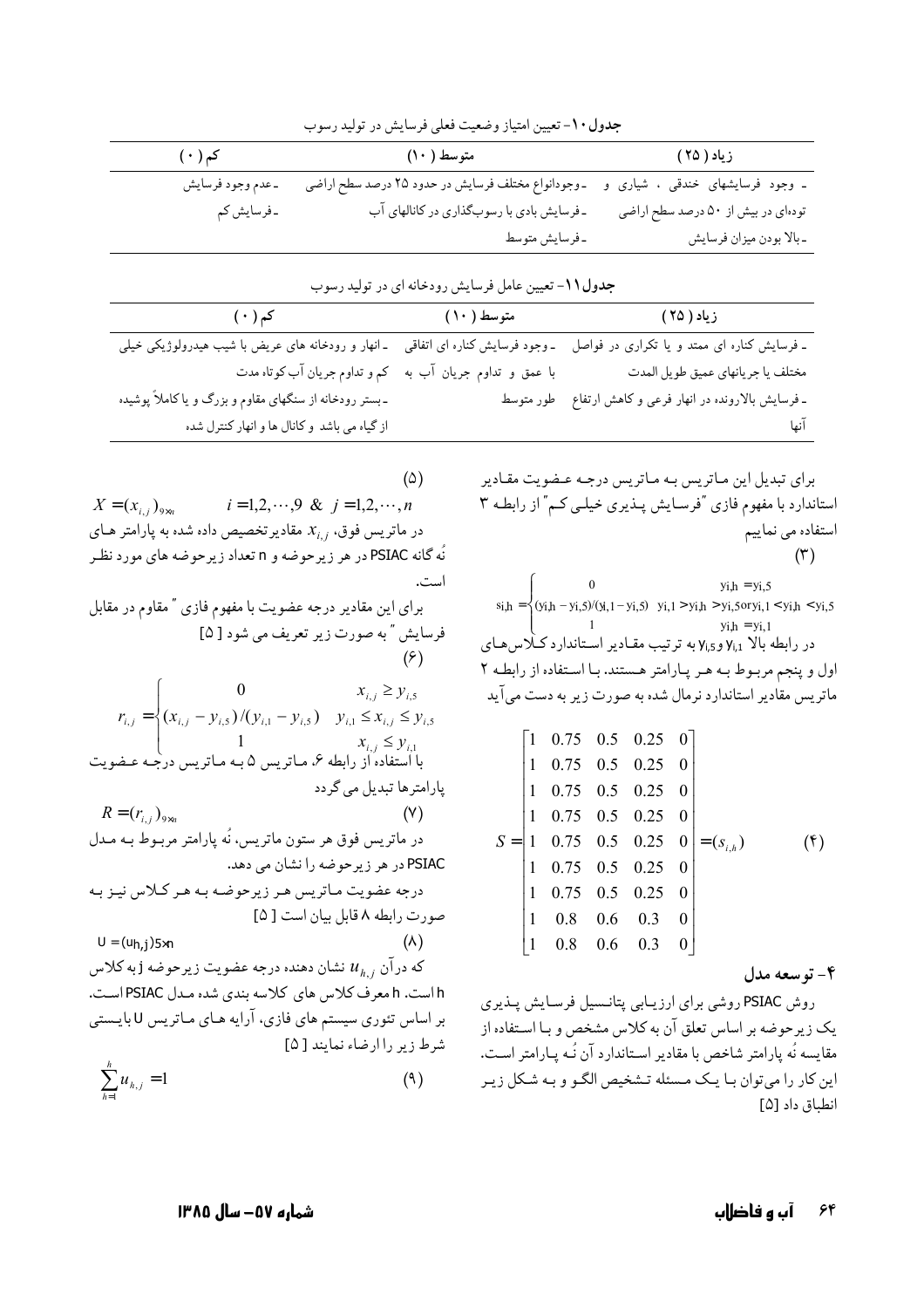**جدول ۱۰**- تعیین امتیاز وضعیت فعلی فرسایش در تولید رسوب

| زیاد (۲۵) | متوسط (۱۰) | کم (۰) |
|---|---|---|
| ـ وجود فرسایشهای خندقی ، شیاری و توده‌ای در بیش از ۵۰ درصد سطح اراضی<br>ـ بالا بودن میزان فرسایش | ـ وجودانواع مختلف فرسایش در حدود ۲۵ درصد سطح اراضی<br>ـ فرسایش بادی با رسوبگذاری در کانالهای آب<br>ـ فرسایش متوسط | ـ عدم وجود فرسایش<br>ـ فرسایش کم |

**جدول ۱۱**- تعیین عامل فرسایش رودخانه ای در تولید رسوب

| زیاد (۲۵) | متوسط (۱۰) | کم (۰) |
|---|---|---|
| ـ فرسایش کناره ای ممتد و یا تکراری در فواصل مختلف یا جریانهای عمیق طویل المدت<br>ـ فرسایش بالارونده در انهار فرعی و کاهش ارتفاع آنها | ـ وجود فرسایش کناره ای اتفاقی با عمق و تداوم جریان آب به طور متوسط | ـ انهار و رودخانه های عریض با شیب هیدرولوژیکی خیلی کم و تداوم جریان آب کوتاه مدت<br>ـ بستر رودخانه از سنگهای مقاوم و بزرگ و یا کاملاً پوشیده از گیاه می باشد و کانال ها و انهار کنترل شده |

برای تبدیل این ماتریس به ماتریس درجه عضویت مقادیر استاندارد با مفهوم فازی "فرسایش پذیری خیلی کم" از رابطه ۳ استفاده می نماییم

$$s_{i,h} = \begin{cases} 0 & y_{i,h} = y_{i,5} \\ (y_{i,h} - y_{i,5})/(y_{i,1} - y_{i,5}) & y_{i,1} > y_{i,h} > y_{i,5} \text{ or } y_{i,1} < y_{i,h} < y_{i,5} \\ 1 & y_{i,h} = y_{i,1} \end{cases} \quad (۳)$$

در رابطه بالا $y_{i,1}$ و $y_{i,5}$ به ترتیب مقادیر استاندارد کلاس‌های اول و پنجم مربوط به هر پارامتر هستند. با استفاده از رابطه ۲ ماتریس مقادیر استاندارد نرمال شده به صورت زیر به دست می‌آید

$$S = \begin{bmatrix} 1 & 0.75 & 0.5 & 0.25 & 0 \\ 1 & 0.75 & 0.5 & 0.25 & 0 \\ 1 & 0.75 & 0.5 & 0.25 & 0 \\ 1 & 0.75 & 0.5 & 0.25 & 0 \\ 1 & 0.75 & 0.5 & 0.25 & 0 \\ 1 & 0.75 & 0.5 & 0.25 & 0 \\ 1 & 0.75 & 0.5 & 0.25 & 0 \\ 1 & 0.8 & 0.6 & 0.3 & 0 \\ 1 & 0.8 & 0.6 & 0.3 & 0 \end{bmatrix} = (s_{i,h}) \quad (۴)$$

## ۴- توسعه مدل

روش PSIAC روشی برای ارزیابی پتانسیل فرسایش پذیری یک زیرحوضه بر اساس تعلق آن به کلاس مشخص و با استفاده از مقایسه نُه پارامتر شاخص با مقادیر استاندارد آن نُه پارامتر است. این کار را می‌توان با یک مسئله تشخیص الگو و به شکل زیر انطباق داد [۵]

$$X = (x_{i,j})_{9 \times n} \qquad i = 1,2,\cdots,9 \;\&\; j = 1,2,\cdots,n \quad (۵)$$

در ماتریس فوق، $x_{i,j}$ مقادیرتخصیص داده شده به پارامتر های نُه گانه PSIAC در هر زیرحوضه و n تعداد زیرحوضه های مورد نظر است.

برای این مقادیر درجه عضویت با مفهوم فازی " مقاوم در مقابل فرسایش " به صورت زیر تعریف می شود [۵]

$$r_{i,j} = \begin{cases} 0 & x_{i,j} \ge y_{i,5} \\ (x_{i,j} - y_{i,5})/(y_{i,1} - y_{i,5}) & y_{i,1} \le x_{i,j} \le y_{i,5} \\ 1 & x_{i,j} \le y_{i,1} \end{cases} \quad (۶)$$

با استفاده از رابطه ۶، ماتریس ۵ به ماتریس درجه عضویت پارامترها تبدیل می گردد

$$R = (r_{i,j})_{9 \times n} \quad (۷)$$

در ماتریس فوق هر ستون ماتریس، نُه پارامتر مربوط به مدل PSIAC در هر زیرحوضه را نشان می دهد.

درجه عضویت ماتریس هر زیرحوضه به هر کلاس نیز به صورت رابطه ۸ قابل بیان است [۵]

$$U = (u_{h,j})_{5 \times n} \quad (۸)$$

که درآن $u_{h,j}$ نشان دهنده درجه عضویت زیرحوضه j به کلاس h است. h معرف کلاس های کلاسه بندی شده مدل PSIAC است. بر اساس تئوری سیستم های فازی، آرایه های ماتریس U بایستی شرط زیر را ارضاء نمایند [۵]

$$\sum_{h=1}^{h} u_{h,j} = 1 \quad (۹)$$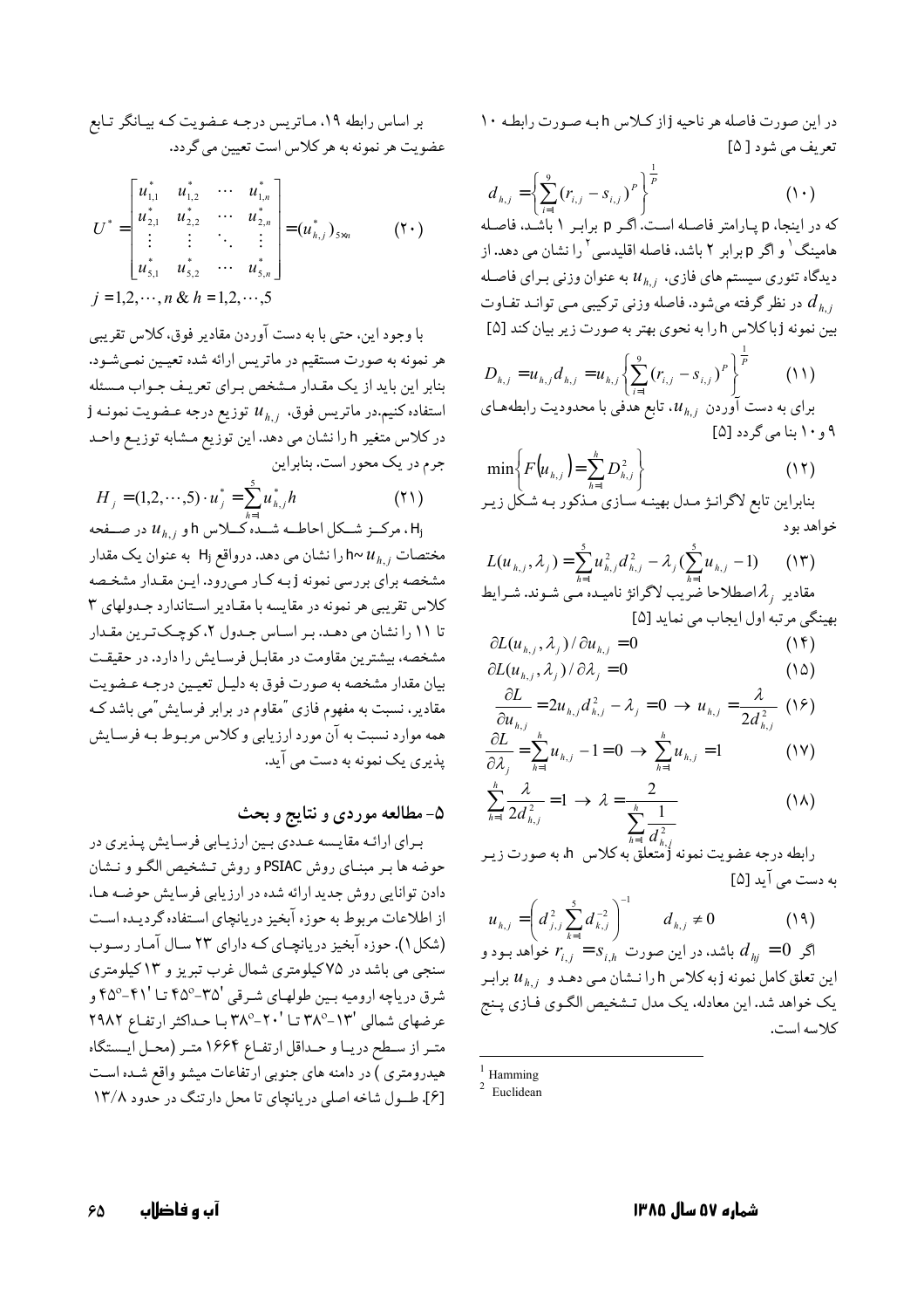در این صورت فاصله هر ناحیه j از کلاس h به صورت رابطه ۱۰ تعریف می شود [۵]

$$d_{h,j} = \left\{ \sum_{i=1}^{9} (r_{i,j} - s_{i,j})^P \right\}^{\frac{1}{P}} \qquad (۱۰)$$

که در اینجا، p پارامتر فاصله است. اگر p برابر ۱ باشد، فاصله هامینگ[1] و اگر p برابر ۲ باشد، فاصله اقلیدسی[2] را نشان می دهد. از دیدگاه تئوری سیستم های فازی، $u_{h,j}$ به عنوان وزنی برای فاصله $d_{h,j}$ در نظر گرفته می‌شود. فاصله وزنی ترکیبی می تواند تفاوت بین نمونه j با کلاس h را به نحوی بهتر به صورت زیر بیان کند [۵]

$$D_{h,j} = u_{h,j} d_{h,j} = u_{h,j} \left\{ \sum_{i=1}^{9} (r_{i,j} - s_{i,j})^P \right\}^{\frac{1}{P}} \qquad (۱۱)$$

برای به دست آوردن $u_{h,j}$، تابع هدفی با محدودیت رابطه‌های ۹ و ۱۰ بنا می گردد [۵]

$$\min\left\{ F(u_{h,j}) = \sum_{h=1}^{h} D_{h,j}^2 \right\} \qquad (۱۲)$$

بنابراین تابع لاگرانژ مدل بهینه سازی مذکور به شکل زیر خواهد بود

$$L(u_{h,j}, \lambda_j) = \sum_{h=1}^{5} u_{h,j}^2 d_{h,j}^2 - \lambda_j (\sum_{h=1}^{5} u_{h,j} - 1) \qquad (۱۳)$$

مقادیر $\lambda_j$ اصطلاحا ضریب لاگرانژ نامیده می شوند. شرایط بهینگی مرتبه اول ایجاب می نماید [۵]

$$\partial L(u_{h,j}, \lambda_j) / \partial u_{h,j} = 0 \qquad (۱۴)$$

$$\partial L(u_{h,j}, \lambda_j) / \partial \lambda_j = 0 \qquad (۱۵)$$

$$\frac{\partial L}{\partial u_{h,j}} = 2u_{h,j} d_{h,j}^2 - \lambda_j = 0 \rightarrow u_{h,j} = \frac{\lambda}{2d_{h,j}^2} \qquad (۱۶)$$

$$\frac{\partial L}{\partial \lambda_j} = \sum_{h=1}^{h} u_{h,j} - 1 = 0 \rightarrow \sum_{h=1}^{h} u_{h,j} = 1 \qquad (۱۷)$$

$$\sum_{h=1}^{h} \frac{\lambda}{2d_{h,j}^2} = 1 \rightarrow \lambda = \frac{2}{\sum_{h=1}^{h} \frac{1}{d_{h,j}^2}} \qquad (۱۸)$$

رابطه درجه عضویت نمونه j متعلق به کلاس h، به صورت زیر به دست می آید [۵]

$$u_{h,j} = \left( d_{j,j}^2 \sum_{k=1}^{5} d_{k,j}^{-2} \right)^{-1} \qquad d_{h,j} \neq 0 \qquad (۱۹)$$

اگر $d_{hj} = 0$ باشد، در این صورت $r_{i,j} = s_{i,h}$ خواهد بود و این تعلق کامل نمونه j به کلاس h را نشان می دهد و $u_{h,j}$ برابر یک خواهد شد. این معادله، یک مدل تشخیص الگوی فازی پنج کلاسه است.

بر اساس رابطه ۱۹، ماتریس درجه عضویت که بیانگر تابع عضویت هر نمونه به هر کلاس است تعیین می گردد.

$$U^* = \begin{bmatrix} u_{1,1}^* & u_{1,2}^* & \cdots & u_{1,n}^* \\ u_{2,1}^* & u_{2,2}^* & \cdots & u_{2,n}^* \\ \vdots & \vdots & \ddots & \vdots \\ u_{5,1}^* & u_{5,2}^* & \cdots & u_{5,n}^* \end{bmatrix} = (u_{h,j}^*)_{5\times n} \qquad (۲۰)$$

$$j = 1,2,\cdots,n \ \& \ h = 1,2,\cdots,5$$

با وجود این، حتی با به دست آوردن مقادیر فوق، کلاس تقریبی هر نمونه به صورت مستقیم در ماتریس ارائه شده تعیین نمی‌شود. بنابر این باید از یک مقدار مشخص برای تعریف جواب مسئله استفاده کنیم. در ماتریس فوق، $u_{h,j}$ توزیع درجه عضویت نمونه j در کلاس متغیر h را نشان می دهد. این توزیع مشابه توزیع واحد جرم در یک محور است. بنابراین

$$H_j = (1,2,\cdots,5) \cdot u_j^* = \sum_{h=1}^{5} u_{h,j}^* h \qquad (۲۱)$$

$H_j$، مرکز شکل احاطه شده کلاس h و $u_{h,j}$ در صفحه مختصات $u_{h,j}$~h را نشان می دهد. درواقع $H_j$ به عنوان یک مقدار مشخصه برای بررسی نمونه j به کار می‌رود. این مقدار مشخصه کلاس تقریبی هر نمونه را در مقایسه با مقادیر استاندارد جدولهای ۳ تا ۱۱ را نشان می دهد. بر اساس جدول ۲، کوچک‌ترین مقدار مشخصه، بیشترین مقاومت در مقابل فرسایش را دارد. در حقیقت بیان مقدار مشخصه به صورت فوق به دلیل تعیین درجه عضویت مقادیر، نسبت به مفهوم فازی "مقاوم در برابر فرسایش" می باشد که همه موارد نسبت به آن مورد ارزیابی و کلاس مربوط به فرسایش پذیری یک نمونه به دست می آید.

## ۵- مطالعه موردی و نتایج و بحث

برای ارائه مقایسه عددی بین ارزیابی فرسایش پذیری در حوضه ها بر مبنای روش PSIAC و روش تشخیص الگو و نشان دادن توانایی روش جدید ارائه شده در ارزیابی فرسایش حوضه ها، از اطلاعات مربوط به حوضه آبخیز دریانچای استفاده گردیده است (شکل ۱). حوضه آبخیز دریانچای که دارای ۲۳ سال آمار رسوب سنجی می باشد در ۷۵ کیلومتری شمال غرب تبریز و ۱۳ کیلومتری شرق دریاچه ارومیه بین طولهای شرقی '۳۵-°۴۵ تا '۴۱-°۴۵ و عرضهای شمالی '۱۳-°۳۸ تا '۲۰-°۳۸ با حداکثر ارتفاع ۲۹۸۲ متر از سطح دریا و حداقل ارتفاع ۱۶۶۴ متر (محل ایستگاه هیدرومتری) در دامنه های جنوبی ارتفاعات میشو واقع شده است [۶]. طول شاخه اصلی دریانچای تا محل دارتنگ در حدود ۱۳/۸

---

[1] Hamming

[2] Euclidean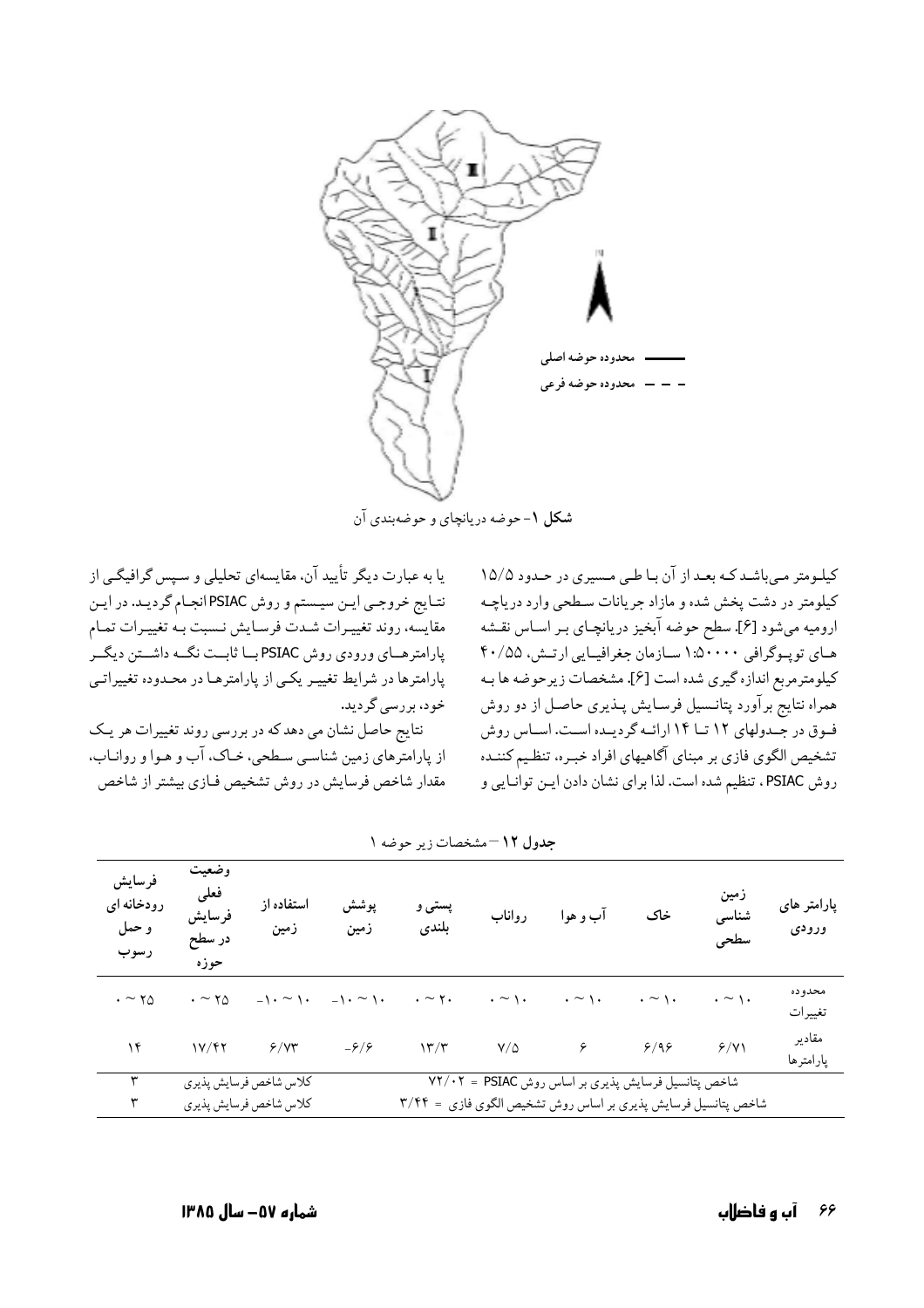شکل ۱- حوضه دریانچای و حوضه‌بندی آن

کیلومتر می‌باشد که بعد از آن با طی مسیری در حدود ۱۵/۵ کیلومتر در دشت پخش شده و مازاد جریانات سطحی وارد دریاچه ارومیه می‌شود [۶]. سطح حوضه آبخیز دریانچای بر اساس نقشه های توپوگرافی ۱:۵۰۰۰۰ سازمان جغرافیایی ارتش، ۴۰/۵۵ کیلومترمربع اندازه گیری شده است [۶]. مشخصات زیرحوضه ها به همراه نتایج برآورد پتانسیل فرسایش پذیری حاصل از دو روش فوق در جدولهای ۱۲ تا ۱۴ ارائه گردیده است. اساس روش تشخیص الگوی فازی بر مبنای آگاهیهای افراد خبره، تنظیم کننده روش PSIAC ، تنظیم شده است. لذا برای نشان دادن این توانایی و یا به عبارت دیگر تأیید آن، مقایسه‌ای تحلیلی و سپس گرافیکی از نتایج خروجی این سیستم و روش PSIAC انجام گردید. در این مقایسه، روند تغییرات شدت فرسایش نسبت به تغییرات تمام پارامترهای ورودی روش PSIAC با ثابت نگه داشتن دیگر پارامترها در شرایط تغییر یکی از پارامترها در محدوده تغییراتی خود، بررسی گردید.

نتایج حاصل نشان می دهد که در بررسی روند تغییرات هر یک از پارامترهای زمین شناسی سطحی، خاک، آب و هوا و رواناب، مقدار شاخص فرسایش در روش تشخیص فازی بیشتر از شاخص

**جدول ۱۲** – مشخصات زیر حوضه ۱

| پارامتر های ورودی | زمین شناسی سطحی | خاک | آب و هوا | رواناب | پستی و بلندی | پوشش زمین | استفاده از زمین | وضعیت فعلی فرسایش در سطح حوزه | فرسایش رودخانه ای و حمل رسوب |
|---|---|---|---|---|---|---|---|---|---|
| محدوده تغییرات | ۰ ~ ۱۰ | ۰ ~ ۱۰ | ۰ ~ ۱۰ | ۰ ~ ۱۰ | ۰ ~ ۲۰ | -۱۰ ~ ۱۰ | -۱۰ ~ ۱۰ | ۰ ~ ۲۵ | ۰ ~ ۲۵ |
| مقادیر پارامترها | ۶/۷۱ | ۶/۹۶ | ۶ | ۷/۵ | ۱۳/۳ | -۶/۶ | ۶/۷۳ | ۱۷/۴۲ | ۱۴ |
| شاخص پتانسیل فرسایش پذیری بر اساس روش PSIAC = ۷۲/۰۲ | | | | | | | کلاس شاخص فرسایش پذیری | | ۳ |
| شاخص پتانسیل فرسایش پذیری بر اساس روش تشخیص الگوی فازی = ۳/۴۴ | | | | | | | کلاس شاخص فرسایش پذیری | | ۳ |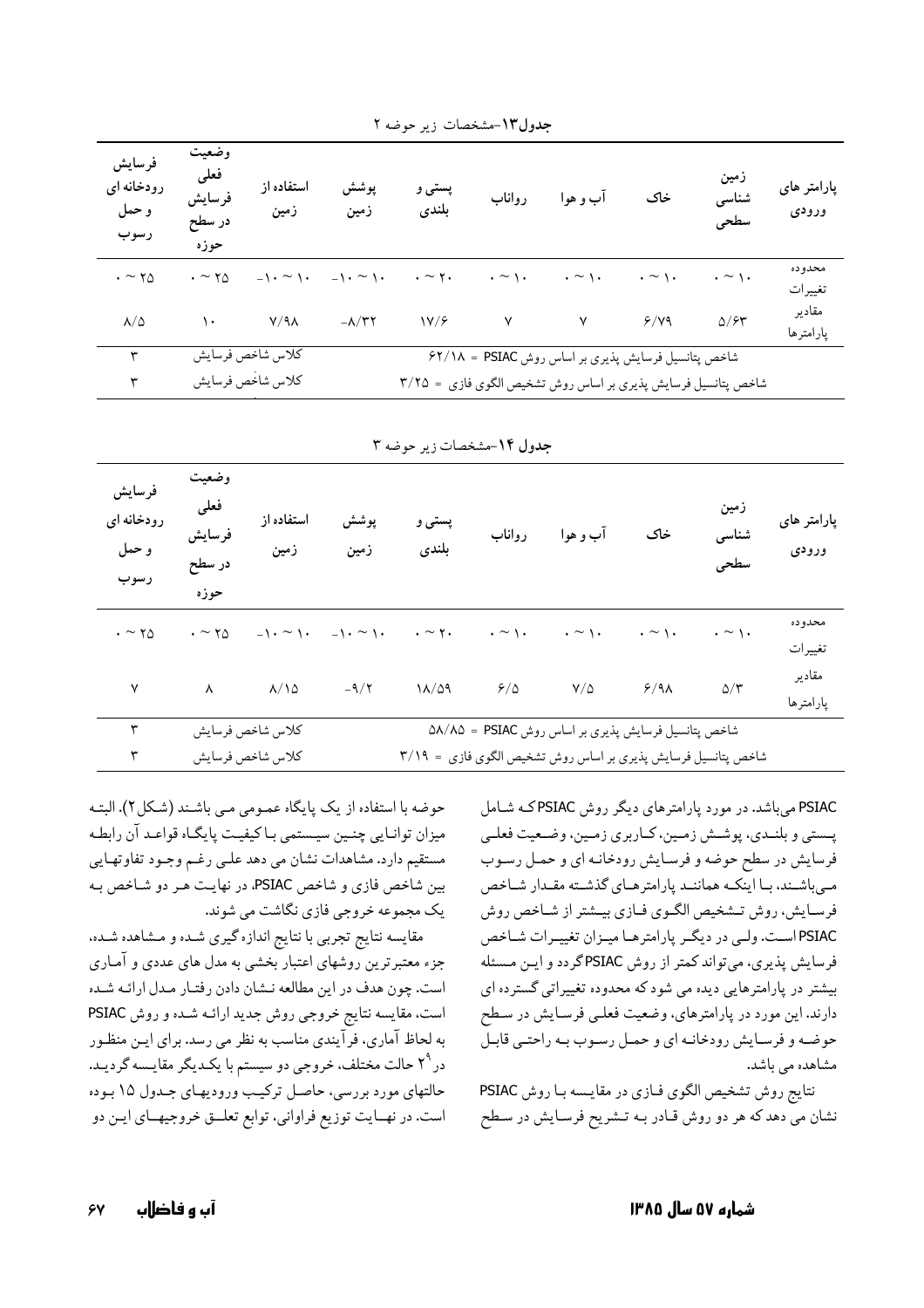جدول ۱۳-مشخصات زیر حوضه ۲

| پارامترهای ورودی | زمین شناسی سطحی | خاک | آب و هوا | رواناب | پستی و بلندی | پوشش زمین | استفاده از زمین | وضعیت فعلی فرسایش در سطح حوزه | فرسایش رودخانه ای و حمل رسوب |
|---|---|---|---|---|---|---|---|---|---|
| محدوده تغییرات | ۰ ~ ۱۰ | ۰ ~ ۱۰ | ۰ ~ ۱۰ | ۰ ~ ۱۰ | ۰ ~ ۲۰ | -۱۰ ~ ۱۰ | -۱۰ ~ ۱۰ | ۰ ~ ۲۵ | ۰ ~ ۲۵ |
| مقادیر پارامترها | ۵/۶۳ | ۶/۷۹ | ۷ | ۷ | ۱۷/۶ | -۸/۳۲ | ۷/۹۸ | ۱۰ | ۸/۵ |
| شاخص پتانسیل فرسایش پذیری بر اساس روش PSIAC = ۶۲/۱۸ | | | | | | | کلاس شاخص فرسایش | | ۳ |
| شاخص پتانسیل فرسایش پذیری بر اساس روش تشخیص الگوی فازی = ۳/۲۵ | | | | | | | کلاس شاخص فرسایش | | ۳ |

جدول ۱۴-مشخصات زیر حوضه ۳

| پارامترهای ورودی | زمین شناسی سطحی | خاک | آب و هوا | رواناب | پستی و بلندی | پوشش زمین | استفاده از زمین | وضعیت فعلی فرسایش در سطح حوزه | فرسایش رودخانه ای و حمل رسوب |
|---|---|---|---|---|---|---|---|---|---|
| محدوده تغییرات | ۰ ~ ۱۰ | ۰ ~ ۱۰ | ۰ ~ ۱۰ | ۰ ~ ۱۰ | ۰ ~ ۲۰ | -۱۰ ~ ۱۰ | -۱۰ ~ ۱۰ | ۰ ~ ۲۵ | ۰ ~ ۲۵ |
| مقادیر پارامترها | ۵/۳ | ۶/۹۸ | ۷/۵ | ۶/۵ | ۱۸/۵۹ | -۹/۲ | ۸/۱۵ | ۸ | ۷ |
| شاخص پتانسیل فرسایش پذیری بر اساس روش PSIAC = ۵۸/۸۵ | | | | | | | کلاس شاخص فرسایش | | ۳ |
| شاخص پتانسیل فرسایش پذیری بر اساس روش تشخیص الگوی فازی = ۳/۱۹ | | | | | | | کلاس شاخص فرسایش | | ۳ |

PSIAC می‌باشد. در مورد پارامترهای دیگر روش PSIAC که شامل پستی و بلندی، پوشش زمین، کاربری زمین، وضعیت فعلی فرسایش در سطح حوضه و فرسایش رودخانه ای و حمل رسوب می‌باشند، با اینکه همانند پارامترهای گذشته مقدار شاخص فرسایش، روش تشخیص الگوی فازی بیشتر از شاخص روش PSIAC است. ولی در دیگر پارامترها میزان تغییرات شاخص فرسایش پذیری، می‌تواند کمتر از روش PSIAC گردد و این مسئله بیشتر در پارامترهایی دیده می شود که محدوده تغییراتی گسترده ای دارند. این مورد در پارامترهای، وضعیت فعلی فرسایش در سطح حوضه و فرسایش رودخانه ای و حمل رسوب به راحتی قابل مشاهده می باشد.

نتایج روش تشخیص الگوی فازی در مقایسه با روش PSIAC نشان می دهد که هر دو روش قادر به تشریح فرسایش در سطح حوضه با استفاده از یک پایگاه عمومی می باشند (شکل ۲). البته میزان توانایی چنین سیستمی با کیفیت پایگاه قواعد آن رابطه مستقیم دارد. مشاهدات نشان می دهد علی رغم وجود تفاوتهایی بین شاخص فازی و شاخص PSIAC، در نهایت هر دو شاخص به یک مجموعه خروجی فازی نگاشت می شوند.

مقایسه نتایج تجربی با نتایج اندازه گیری شده و مشاهده شده، جزء معتبرترین روشهای اعتبار بخشی به مدل های عددی و آماری است. چون هدف در این مطالعه نشان دادن رفتار مدل ارائه شده است، مقایسه نتایج خروجی روش جدید ارائه شده و روش PSIAC به لحاظ آماری، فرآیندی مناسب به نظر می رسد. برای این منظور در $2^9$ حالت مختلف، خروجی دو سیستم با یکدیگر مقایسه گردید. حالتهای مورد بررسی، حاصل ترکیب ورودیهای جدول ۱۵ بوده است. در نهایت توزیع فراوانی، توابع تعلق خروجیهای این دو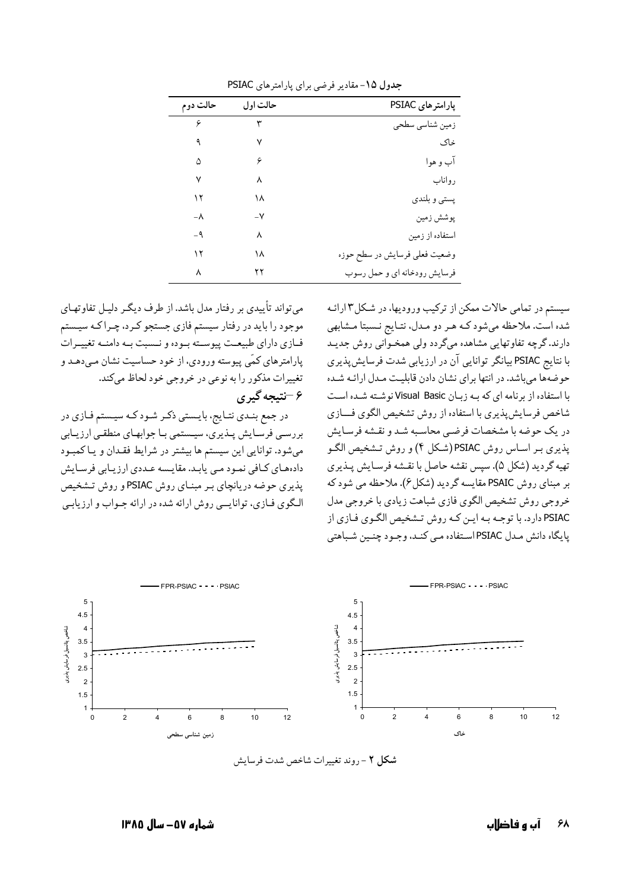**جدول ۱۵**- مقادیر فرضی برای پارامترهای PSIAC

| پارامترهای PSIAC | حالت اول | حالت دوم |
| --- | --- | --- |
| زمین شناسی سطحی | ۳ | ۶ |
| خاک | ۷ | ۹ |
| آب و هوا | ۶ | ۵ |
| رواناب | ۸ | ۷ |
| پستی و بلندی | ۱۸ | ۱۲ |
| پوشش زمین | -۷ | -۸ |
| استفاده از زمین | ۸ | -۹ |
| وضعیت فعلی فرسایش در سطح حوزه | ۱۸ | ۱۲ |
| فرسایش رودخانه ای و حمل رسوب | ۲۲ | ۸ |

سیستم در تمامی حالات ممکن از ترکیب ورودیها، در شکل۳ ارائه شده است. ملاحظه می‌شود که هر دو مدل، نتایج نسبتا مشابهی دارند. گرچه تفاوتهایی مشاهده می‌گردد ولی همخوانی روش جدید با نتایج PSIAC بیانگر توانایی آن در ارزیابی شدت فرسایش‌پذیری حوضه‌ها می‌باشد. در انتها برای نشان دادن قابلیت مدل ارائه شده با استفاده از برنامه ای که به زبان Visual Basic نوشته شده است شاخص فرسایش‌پذیری با استفاده از روش تشخیص الگوی فازی در یک حوضه با مشخصات فرضی محاسبه شد و نقشه فرسایش پذیری بر اساس روش PSIAC (شکل ۴) و روش تشخیص الگو تهیه گردید (شکل ۵). سپس نقشه حاصل با نقشه فرسایش پذیری بر مبنای روش PSAIC مقایسه گردید (شکل۶). ملاحظه می شود که خروجی روش تشخیص الگوی فازی شباهت زیادی با خروجی مدل PSIAC دارد. با توجه به این که روش تشخیص الگوی فازی از پایگاه دانش مدل PSIAC استفاده می کند، وجود چنین شباهتی می‌تواند تأییدی بر رفتار مدل باشد. از طرف دیگر دلیل تفاوتهای موجود را باید در رفتار سیستم فازی جستجو کرد، چراکه سیستم فازی دارای طبیعت پیوسته بوده و نسبت به دامنه تغییرات پارامترهای کمّی پیوسته ورودی، از خود حساسیت نشان می‌دهد و تغییرات مذکور را به نوعی در خروجی خود لحاظ می‌کند.

## ۶ –نتیجه گیری

در جمع بندی نتایج، بایستی ذکر شود که سیستم فازی در بررسی فرسایش پذیری، سیستمی با جوابهای منطقی ارزیابی می‌شود. توانایی این سیستم ها بیشتر در شرایط فقدان و یا کمبود داده‌های کافی نمود می یابد. مقایسه عددی ارزیابی فرسایش پذیری حوضه دریانچای بر مبنای روش PSIAC و روش تشخیص الگوی فازی، توانایی روش ارائه شده در ارائه جواب و ارزیابی

**شکل ۲** - روند تغییرات شاخص شدت فرسایش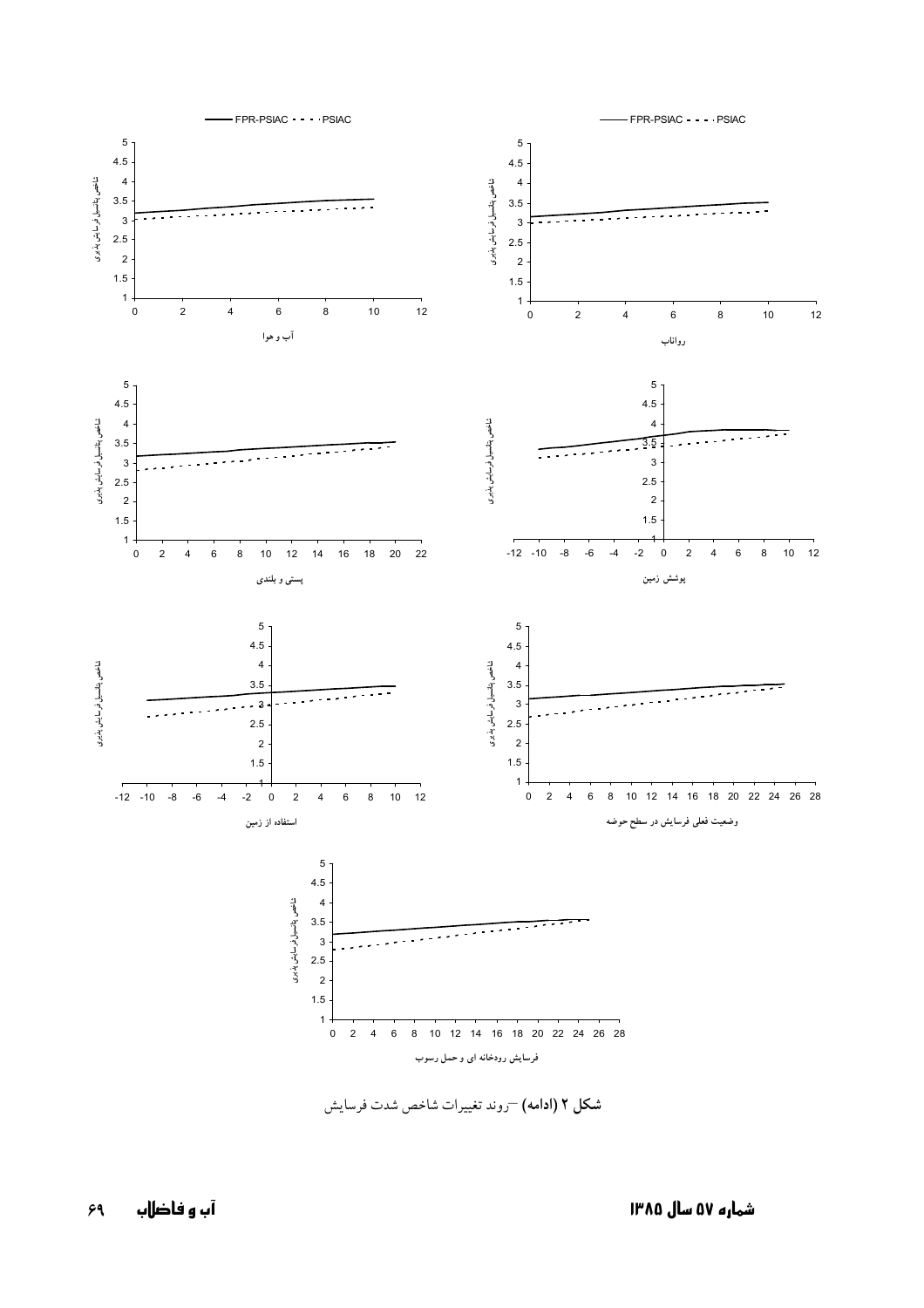شکل ۲ (ادامه) –روند تغییرات شاخص شدت فرسایش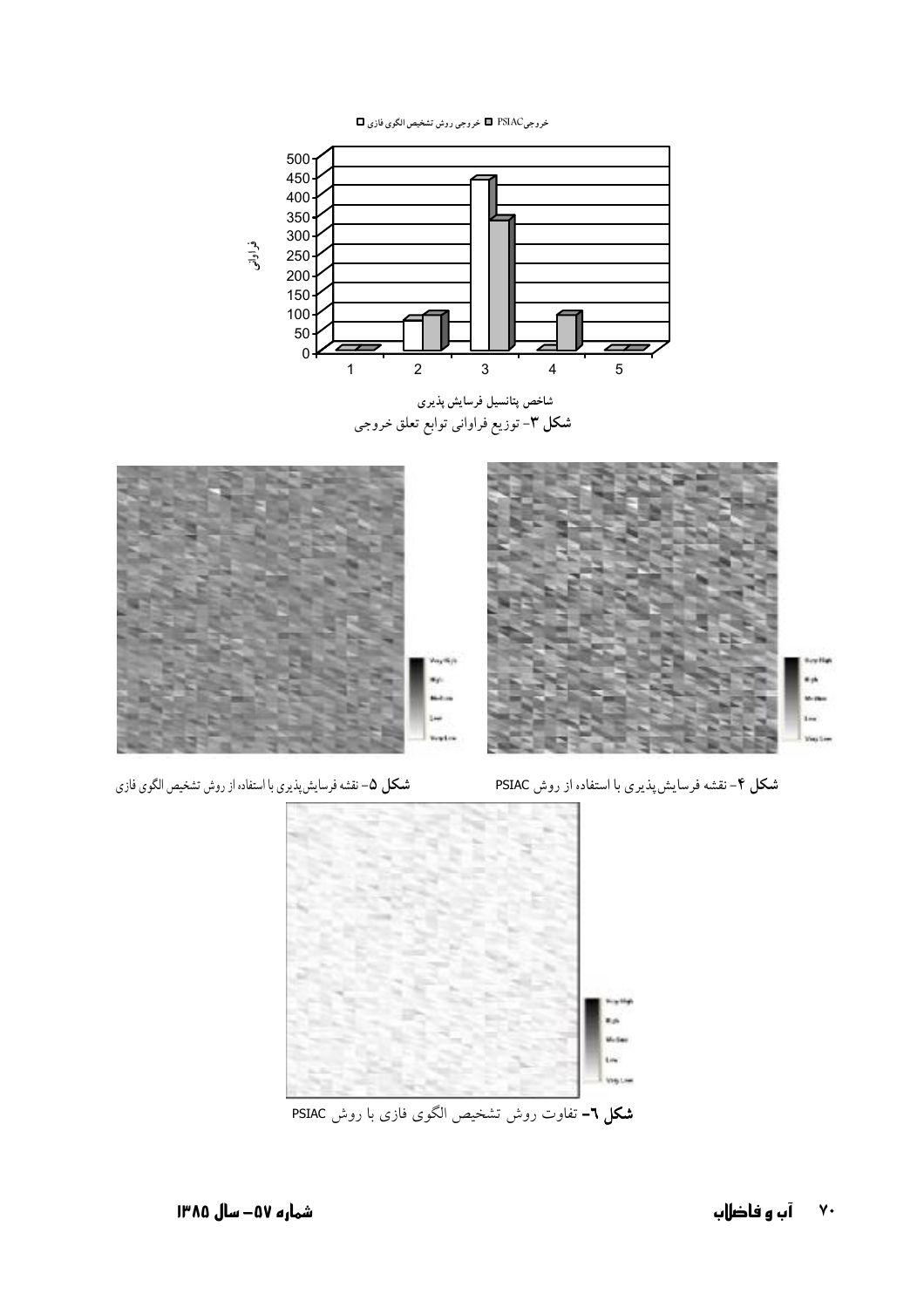شکل ۳- توزیع فراوانی توابع تعلق خروجی

شکل ۴- نقشه فرسایش‌پذیری با استفاده از روش PSIAC

شکل ۵- نقشه فرسایش‌پذیری با استفاده از روش تشخیص الگوی فازی

شکل ٦- تفاوت روش تشخیص الگوی فازی با روش PSIAC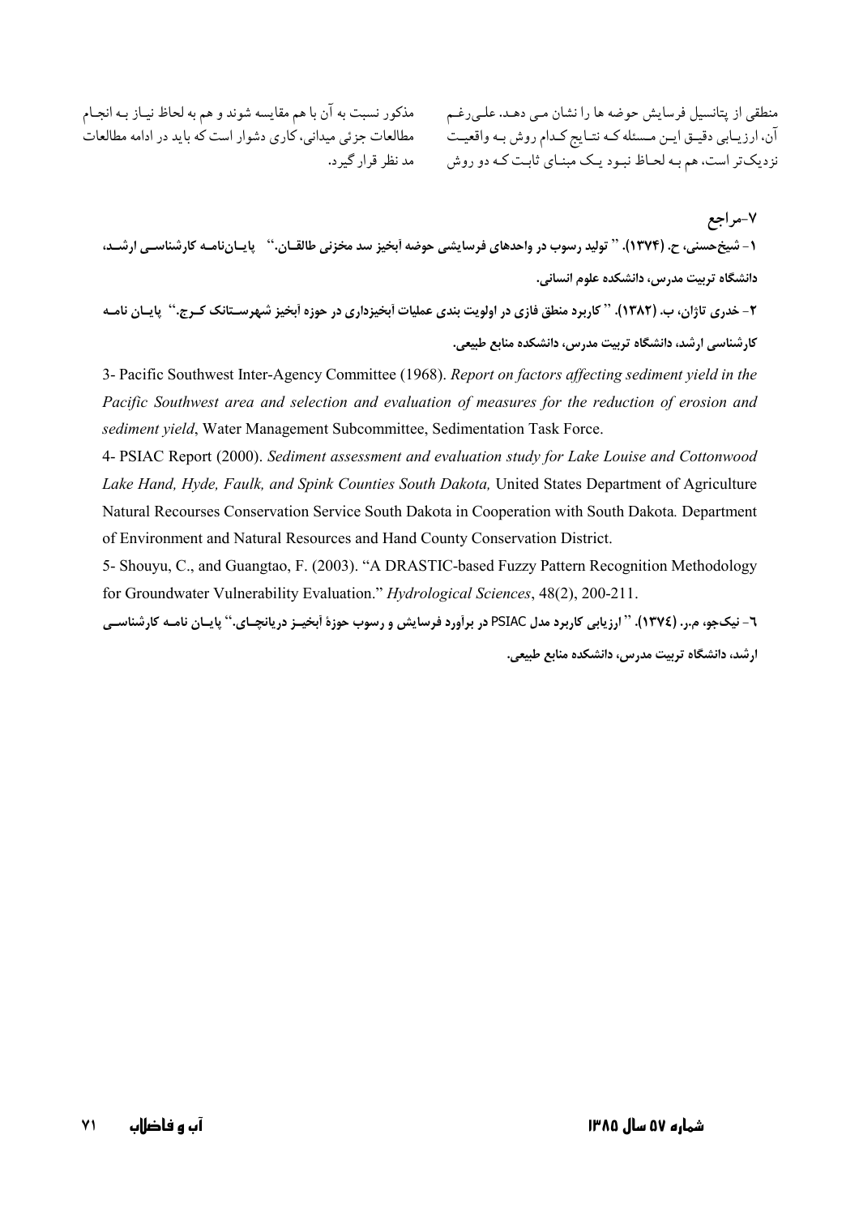منطقی از پتانسیل فرسایش حوضه ها را نشان می دهد. علی‌رغم آن، ارزیابی دقیق این مسئله که نتایج کدام روش به واقعیت نزدیک‌تر است، هم به لحاظ نبود یک مبنای ثابت که دو روش مذکور نسبت به آن با هم مقایسه شوند و هم به لحاظ نیاز به انجام مطالعات جزئی میدانی، کاری دشوار است که باید در ادامه مطالعات مد نظر قرار گیرد.

## ۷-مراجع

**۱- شیخ‌حسنی، ح. (۱۳۷۴). " تولید رسوب در واحدهای فرسایشی حوضه آبخیز سد مخزنی طالقان." پایان‌نامه کارشناسی ارشد، دانشگاه تربیت مدرس، دانشکده علوم انسانی.**

**۲- خدری تاژان، ب. (۱۳۸۲). " کاربرد منطق فازی در اولویت بندی عملیات آبخیزداری در حوزه آبخیز شهرستانک کرج." پایان نامه کارشناسی ارشد، دانشگاه تربیت مدرس، دانشکده منابع طبیعی.**

3- Pacific Southwest Inter-Agency Committee (1968). *Report on factors affecting sediment yield in the Pacific Southwest area and selection and evaluation of measures for the reduction of erosion and sediment yield*, Water Management Subcommittee, Sedimentation Task Force.

4- PSIAC Report (2000). *Sediment assessment and evaluation study for Lake Louise and Cottonwood Lake Hand, Hyde, Faulk, and Spink Counties South Dakota,* United States Department of Agriculture Natural Recourses Conservation Service South Dakota in Cooperation with South Dakota*.* Department of Environment and Natural Resources and Hand County Conservation District.

5- Shouyu, C., and Guangtao, F. (2003). "A DRASTIC-based Fuzzy Pattern Recognition Methodology for Groundwater Vulnerability Evaluation." *Hydrological Sciences*, 48(2), 200-211.

**٦- نیک‌جو، م.ر. (١٣٧٤). " ارزیابی کاربرد مدل PSIAC در برآورد فرسایش و رسوب حوزهٔ آبخیز دریانچای." پایان نامه کارشناسی ارشد، دانشگاه تربیت مدرس، دانشکده منابع طبیعی.**